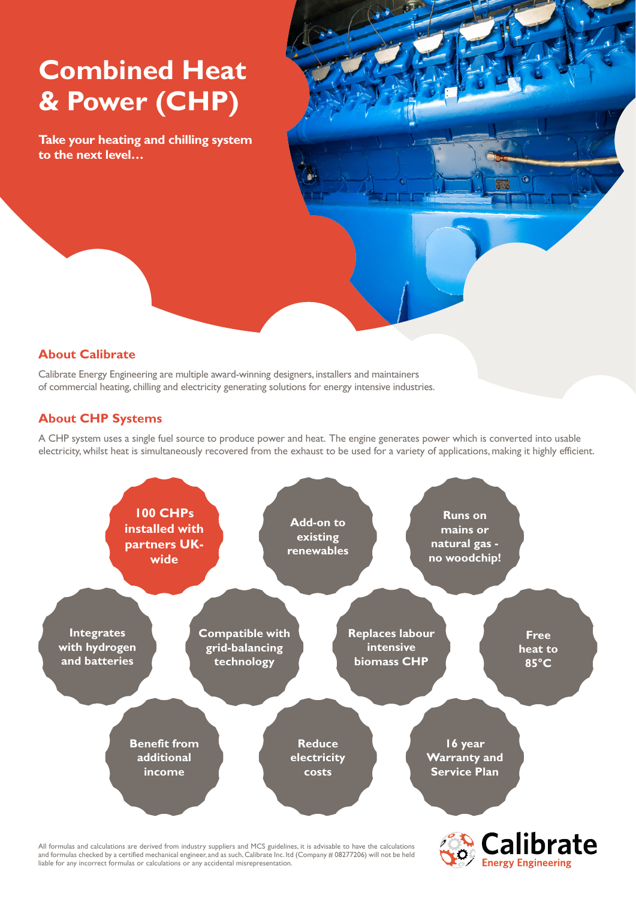# Combined Heat & Power (CHP)

**Take your heating and chilling system to the next level…**

## About Calibrate

Calibrate Energy Engineering are multiple award-winning designers, installers and maintainers of commercial heating, chilling and electricity generating solutions for energy intensive industries.

## About CHP Systems

A CHP system uses a single fuel source to produce power and heat. The engine generates power which is converted into usable electricity, whilst heat is simultaneously recovered from the exhaust to be used for a variety of applications, making it highly efficient.

- **100 CHPs installed with partners UK-wide**
- **Add-on to existing renewables**
- **Runs on mains or natural gas - no woodchip!**
- **Integrates with hydrogen and batteries**
- **Compatible with grid-balancing technology**
- **Replaces labour intensive biomass CHP**
- **Free heat to 85°C**
- **Benefit from additional income**
- **Reduce electricity costs**
- **16 year Warranty and Service Plan**

All formulas and calculations are derived from industry suppliers and MCS guidelines, it is advisable to have the calculations and formulas checked by a certified mechanical engineer, and as such, Calibrate Inc. ltd (Company # 08277206) will not be held liable for any incorrect formulas or calculations or any accidental misrepresentation.

Calibrate Energy Engineering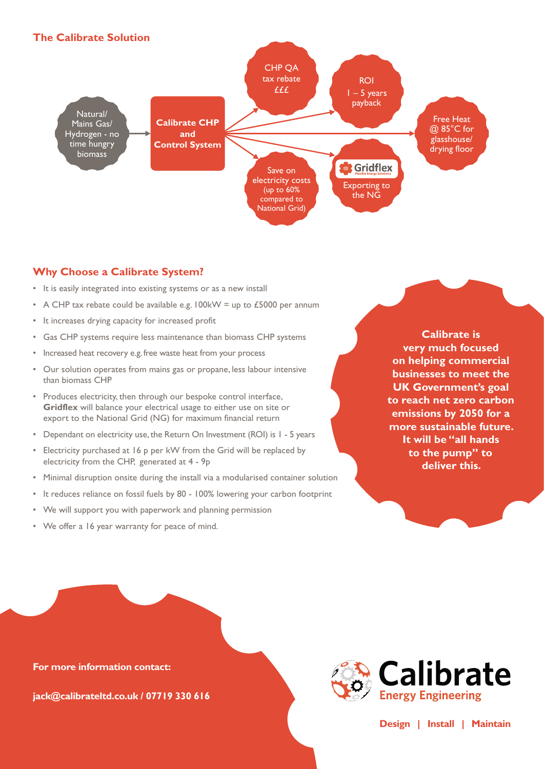## The Calibrate Solution

Natural/ Mains Gas/ Hydrogen - no time hungry biomass

Calibrate CHP and Control System

CHP QA tax rebate £££

ROI 1 – 5 years payback

Free Heat @ 85°C for glasshouse/ drying floor

Save on electricity costs (up to 60% compared to National Grid)

Gridflex Flexible Energy Solutions

Exporting to the NG

## Why Choose a Calibrate System?

- It is easily integrated into existing systems or as a new install
- A CHP tax rebate could be available e.g. 100kW = up to £5000 per annum
- It increases drying capacity for increased profit
- Gas CHP systems require less maintenance than biomass CHP systems
- Increased heat recovery e.g. free waste heat from your process
- Our solution operates from mains gas or propane, less labour intensive than biomass CHP
- Produces electricity, then through our bespoke control interface, **Gridflex** will balance your electrical usage to either use on site or export to the National Grid (NG) for maximum financial return
- Dependant on electricity use, the Return On Investment (ROI) is 1 - 5 years
- Electricity purchased at 16 p per kW from the Grid will be replaced by electricity from the CHP, generated at 4 - 9p
- Minimal disruption onsite during the install via a modularised container solution
- It reduces reliance on fossil fuels by 80 - 100% lowering your carbon footprint
- We will support you with paperwork and planning permission
- We offer a 16 year warranty for peace of mind.

**Calibrate is very much focused on helping commercial businesses to meet the UK Government's goal to reach net zero carbon emissions by 2050 for a more sustainable future. It will be "all hands to the pump" to deliver this.**

**For more information contact:**

**jack@calibrateltd.co.uk / 07719 330 616**

**Calibrate**
**Energy Engineering**

**Design | Install | Maintain**